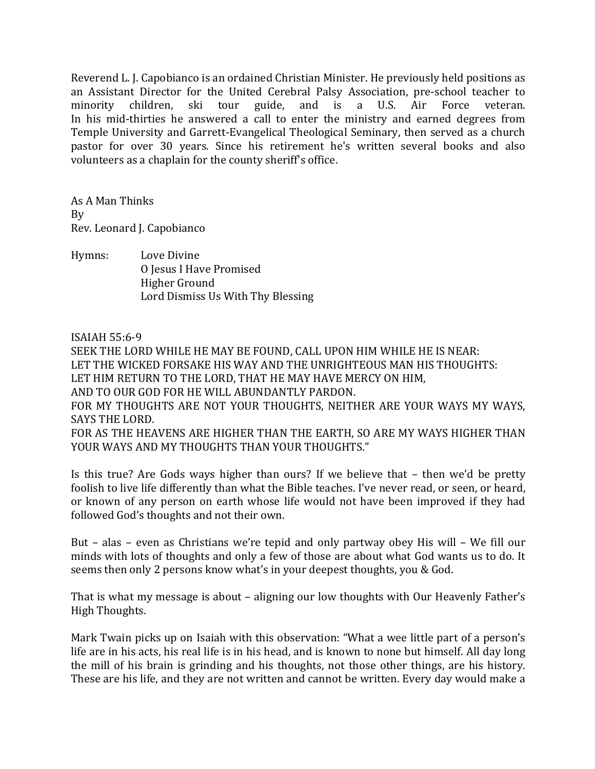Reverend L. J. Capobianco is an ordained Christian Minister. He previously held positions as an Assistant Director for the United Cerebral Palsy Association, pre-school teacher to minority children, ski tour guide, and is a U.S. Air Force veteran. In his mid-thirties he answered a call to enter the ministry and earned degrees from Temple University and Garrett-Evangelical Theological Seminary, then served as a church pastor for over 30 years. Since his retirement he's written several books and also volunteers as a chaplain for the county sheriff's office.

As A Man Thinks
By
Rev. Leonard J. Capobianco

Hymns: Love Divine
O Jesus I Have Promised
Higher Ground
Lord Dismiss Us With Thy Blessing

ISAIAH 55:6-9
SEEK THE LORD WHILE HE MAY BE FOUND, CALL UPON HIM WHILE HE IS NEAR:
LET THE WICKED FORSAKE HIS WAY AND THE UNRIGHTEOUS MAN HIS THOUGHTS:
LET HIM RETURN TO THE LORD, THAT HE MAY HAVE MERCY ON HIM,
AND TO OUR GOD FOR HE WILL ABUNDANTLY PARDON.
FOR MY THOUGHTS ARE NOT YOUR THOUGHTS, NEITHER ARE YOUR WAYS MY WAYS, SAYS THE LORD.
FOR AS THE HEAVENS ARE HIGHER THAN THE EARTH, SO ARE MY WAYS HIGHER THAN YOUR WAYS AND MY THOUGHTS THAN YOUR THOUGHTS."

Is this true? Are Gods ways higher than ours? If we believe that – then we'd be pretty foolish to live life differently than what the Bible teaches. I've never read, or seen, or heard, or known of any person on earth whose life would not have been improved if they had followed God's thoughts and not their own.

But – alas – even as Christians we're tepid and only partway obey His will – We fill our minds with lots of thoughts and only a few of those are about what God wants us to do. It seems then only 2 persons know what's in your deepest thoughts, you & God.

That is what my message is about – aligning our low thoughts with Our Heavenly Father's High Thoughts.

Mark Twain picks up on Isaiah with this observation: "What a wee little part of a person's life are in his acts, his real life is in his head, and is known to none but himself. All day long the mill of his brain is grinding and his thoughts, not those other things, are his history. These are his life, and they are not written and cannot be written. Every day would make a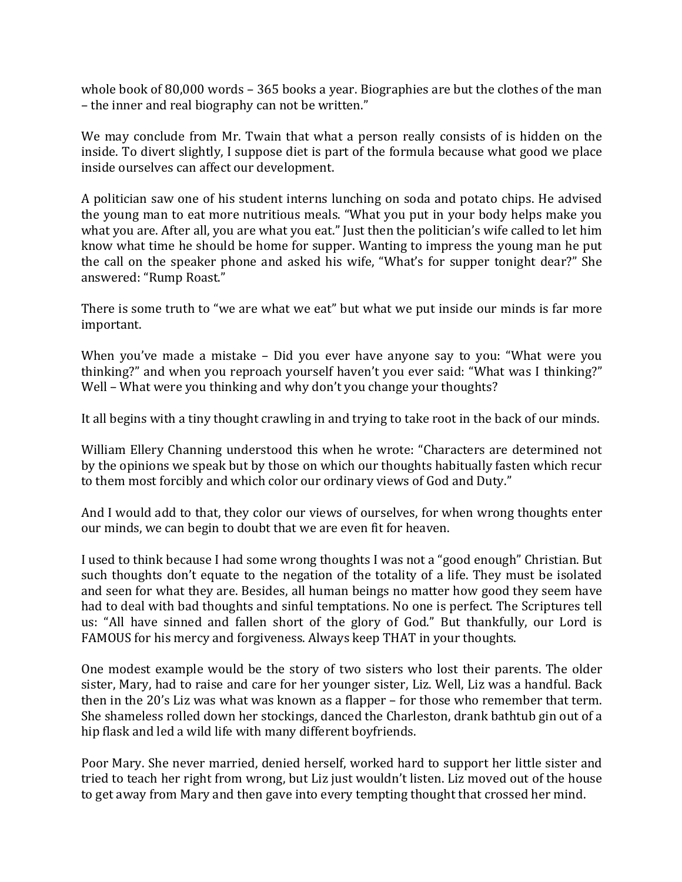whole book of 80,000 words – 365 books a year. Biographies are but the clothes of the man – the inner and real biography can not be written."

We may conclude from Mr. Twain that what a person really consists of is hidden on the inside. To divert slightly, I suppose diet is part of the formula because what good we place inside ourselves can affect our development.

A politician saw one of his student interns lunching on soda and potato chips. He advised the young man to eat more nutritious meals. "What you put in your body helps make you what you are. After all, you are what you eat." Just then the politician's wife called to let him know what time he should be home for supper. Wanting to impress the young man he put the call on the speaker phone and asked his wife, "What's for supper tonight dear?" She answered: "Rump Roast."

There is some truth to "we are what we eat" but what we put inside our minds is far more important.

When you've made a mistake – Did you ever have anyone say to you: "What were you thinking?" and when you reproach yourself haven't you ever said: "What was I thinking?" Well – What were you thinking and why don't you change your thoughts?

It all begins with a tiny thought crawling in and trying to take root in the back of our minds.

William Ellery Channing understood this when he wrote: "Characters are determined not by the opinions we speak but by those on which our thoughts habitually fasten which recur to them most forcibly and which color our ordinary views of God and Duty."

And I would add to that, they color our views of ourselves, for when wrong thoughts enter our minds, we can begin to doubt that we are even fit for heaven.

I used to think because I had some wrong thoughts I was not a "good enough" Christian. But such thoughts don't equate to the negation of the totality of a life. They must be isolated and seen for what they are. Besides, all human beings no matter how good they seem have had to deal with bad thoughts and sinful temptations. No one is perfect. The Scriptures tell us: "All have sinned and fallen short of the glory of God." But thankfully, our Lord is FAMOUS for his mercy and forgiveness. Always keep THAT in your thoughts.

One modest example would be the story of two sisters who lost their parents. The older sister, Mary, had to raise and care for her younger sister, Liz. Well, Liz was a handful. Back then in the 20's Liz was what was known as a flapper – for those who remember that term. She shameless rolled down her stockings, danced the Charleston, drank bathtub gin out of a hip flask and led a wild life with many different boyfriends.

Poor Mary. She never married, denied herself, worked hard to support her little sister and tried to teach her right from wrong, but Liz just wouldn't listen. Liz moved out of the house to get away from Mary and then gave into every tempting thought that crossed her mind.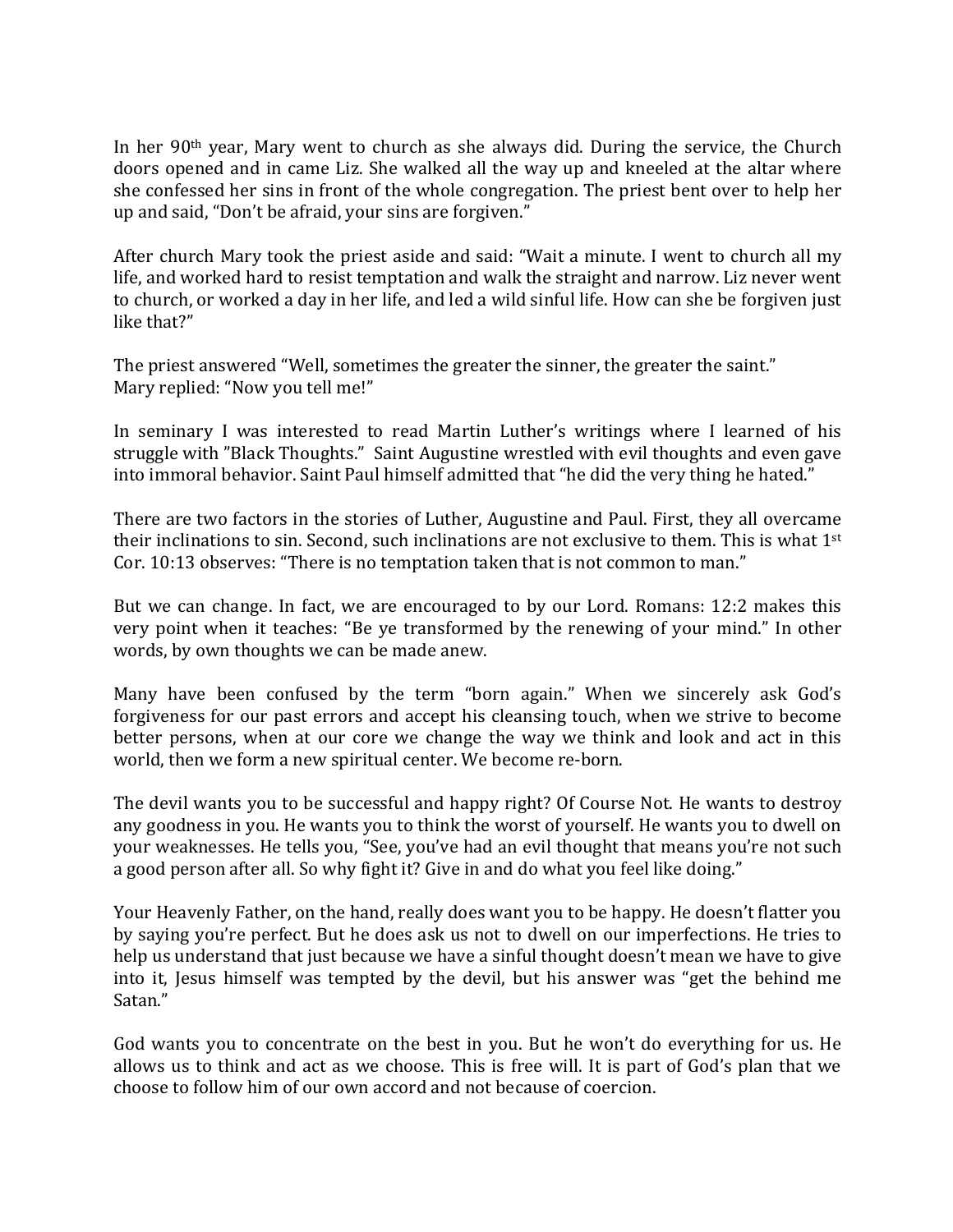In her 90th year, Mary went to church as she always did. During the service, the Church doors opened and in came Liz. She walked all the way up and kneeled at the altar where she confessed her sins in front of the whole congregation. The priest bent over to help her up and said, "Don't be afraid, your sins are forgiven."

After church Mary took the priest aside and said: "Wait a minute. I went to church all my life, and worked hard to resist temptation and walk the straight and narrow. Liz never went to church, or worked a day in her life, and led a wild sinful life. How can she be forgiven just like that?"

The priest answered "Well, sometimes the greater the sinner, the greater the saint."
Mary replied: "Now you tell me!"

In seminary I was interested to read Martin Luther's writings where I learned of his struggle with "Black Thoughts." Saint Augustine wrestled with evil thoughts and even gave into immoral behavior. Saint Paul himself admitted that "he did the very thing he hated."

There are two factors in the stories of Luther, Augustine and Paul. First, they all overcame their inclinations to sin. Second, such inclinations are not exclusive to them. This is what 1st Cor. 10:13 observes: "There is no temptation taken that is not common to man."

But we can change. In fact, we are encouraged to by our Lord. Romans: 12:2 makes this very point when it teaches: "Be ye transformed by the renewing of your mind." In other words, by own thoughts we can be made anew.

Many have been confused by the term "born again." When we sincerely ask God's forgiveness for our past errors and accept his cleansing touch, when we strive to become better persons, when at our core we change the way we think and look and act in this world, then we form a new spiritual center. We become re-born.

The devil wants you to be successful and happy right? Of Course Not. He wants to destroy any goodness in you. He wants you to think the worst of yourself. He wants you to dwell on your weaknesses. He tells you, "See, you've had an evil thought that means you're not such a good person after all. So why fight it? Give in and do what you feel like doing."

Your Heavenly Father, on the hand, really does want you to be happy. He doesn't flatter you by saying you're perfect. But he does ask us not to dwell on our imperfections. He tries to help us understand that just because we have a sinful thought doesn't mean we have to give into it, Jesus himself was tempted by the devil, but his answer was "get the behind me Satan."

God wants you to concentrate on the best in you. But he won't do everything for us. He allows us to think and act as we choose. This is free will. It is part of God's plan that we choose to follow him of our own accord and not because of coercion.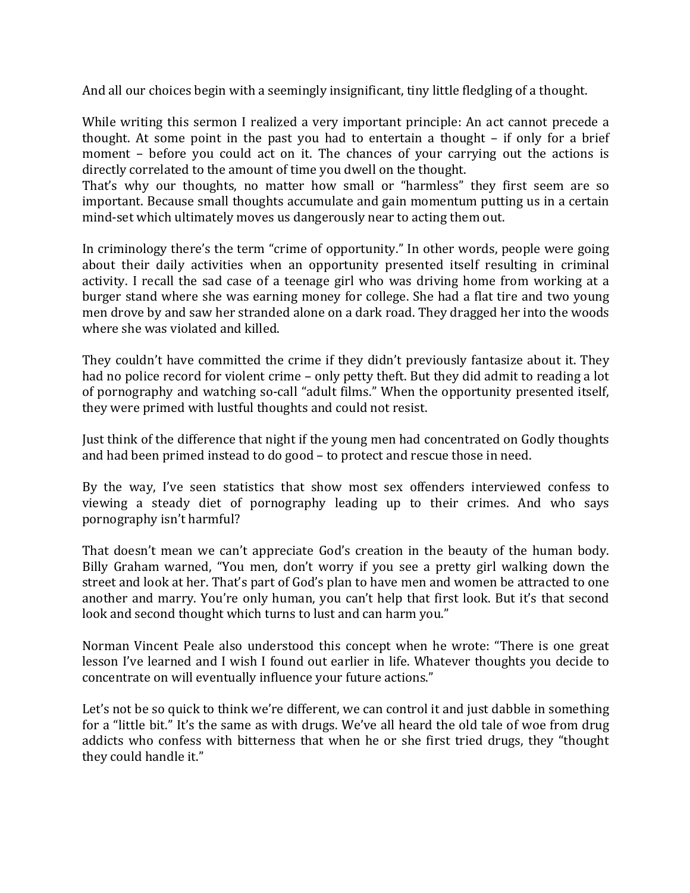And all our choices begin with a seemingly insignificant, tiny little fledgling of a thought.

While writing this sermon I realized a very important principle: An act cannot precede a thought. At some point in the past you had to entertain a thought – if only for a brief moment – before you could act on it. The chances of your carrying out the actions is directly correlated to the amount of time you dwell on the thought.
That's why our thoughts, no matter how small or "harmless" they first seem are so important. Because small thoughts accumulate and gain momentum putting us in a certain mind-set which ultimately moves us dangerously near to acting them out.

In criminology there's the term "crime of opportunity." In other words, people were going about their daily activities when an opportunity presented itself resulting in criminal activity. I recall the sad case of a teenage girl who was driving home from working at a burger stand where she was earning money for college. She had a flat tire and two young men drove by and saw her stranded alone on a dark road. They dragged her into the woods where she was violated and killed.

They couldn't have committed the crime if they didn't previously fantasize about it. They had no police record for violent crime – only petty theft. But they did admit to reading a lot of pornography and watching so-call "adult films." When the opportunity presented itself, they were primed with lustful thoughts and could not resist.

Just think of the difference that night if the young men had concentrated on Godly thoughts and had been primed instead to do good – to protect and rescue those in need.

By the way, I've seen statistics that show most sex offenders interviewed confess to viewing a steady diet of pornography leading up to their crimes. And who says pornography isn't harmful?

That doesn't mean we can't appreciate God's creation in the beauty of the human body. Billy Graham warned, "You men, don't worry if you see a pretty girl walking down the street and look at her. That's part of God's plan to have men and women be attracted to one another and marry. You're only human, you can't help that first look. But it's that second look and second thought which turns to lust and can harm you."

Norman Vincent Peale also understood this concept when he wrote: "There is one great lesson I've learned and I wish I found out earlier in life. Whatever thoughts you decide to concentrate on will eventually influence your future actions."

Let's not be so quick to think we're different, we can control it and just dabble in something for a "little bit." It's the same as with drugs. We've all heard the old tale of woe from drug addicts who confess with bitterness that when he or she first tried drugs, they "thought they could handle it."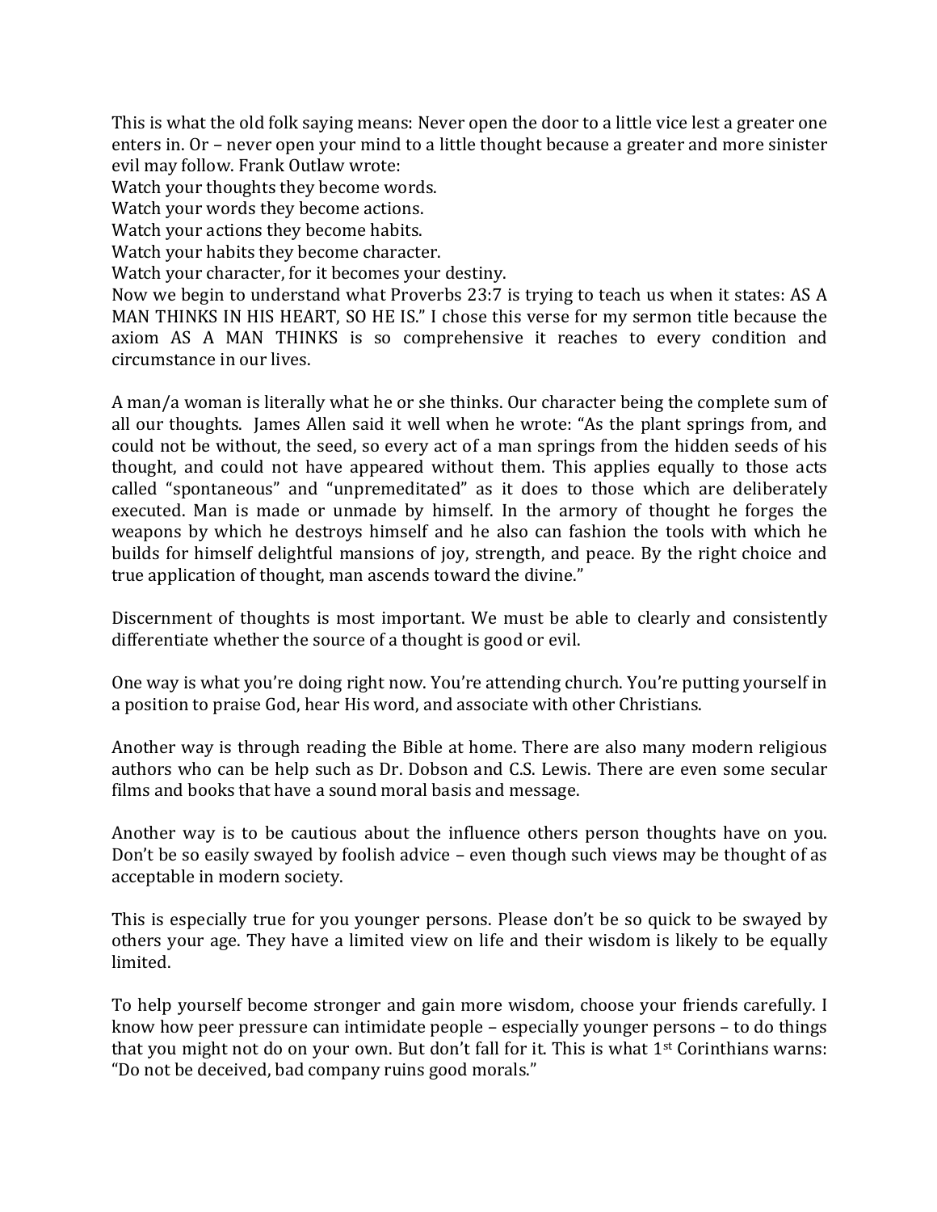This is what the old folk saying means: Never open the door to a little vice lest a greater one enters in. Or – never open your mind to a little thought because a greater and more sinister evil may follow. Frank Outlaw wrote:

Watch your thoughts they become words.
Watch your words they become actions.
Watch your actions they become habits.
Watch your habits they become character.
Watch your character, for it becomes your destiny.

Now we begin to understand what Proverbs 23:7 is trying to teach us when it states: AS A MAN THINKS IN HIS HEART, SO HE IS." I chose this verse for my sermon title because the axiom AS A MAN THINKS is so comprehensive it reaches to every condition and circumstance in our lives.

A man/a woman is literally what he or she thinks. Our character being the complete sum of all our thoughts. James Allen said it well when he wrote: "As the plant springs from, and could not be without, the seed, so every act of a man springs from the hidden seeds of his thought, and could not have appeared without them. This applies equally to those acts called "spontaneous" and "unpremeditated" as it does to those which are deliberately executed. Man is made or unmade by himself. In the armory of thought he forges the weapons by which he destroys himself and he also can fashion the tools with which he builds for himself delightful mansions of joy, strength, and peace. By the right choice and true application of thought, man ascends toward the divine."

Discernment of thoughts is most important. We must be able to clearly and consistently differentiate whether the source of a thought is good or evil.

One way is what you're doing right now. You're attending church. You're putting yourself in a position to praise God, hear His word, and associate with other Christians.

Another way is through reading the Bible at home. There are also many modern religious authors who can be help such as Dr. Dobson and C.S. Lewis. There are even some secular films and books that have a sound moral basis and message.

Another way is to be cautious about the influence others person thoughts have on you. Don't be so easily swayed by foolish advice – even though such views may be thought of as acceptable in modern society.

This is especially true for you younger persons. Please don't be so quick to be swayed by others your age. They have a limited view on life and their wisdom is likely to be equally limited.

To help yourself become stronger and gain more wisdom, choose your friends carefully. I know how peer pressure can intimidate people – especially younger persons – to do things that you might not do on your own. But don't fall for it. This is what 1st Corinthians warns: "Do not be deceived, bad company ruins good morals."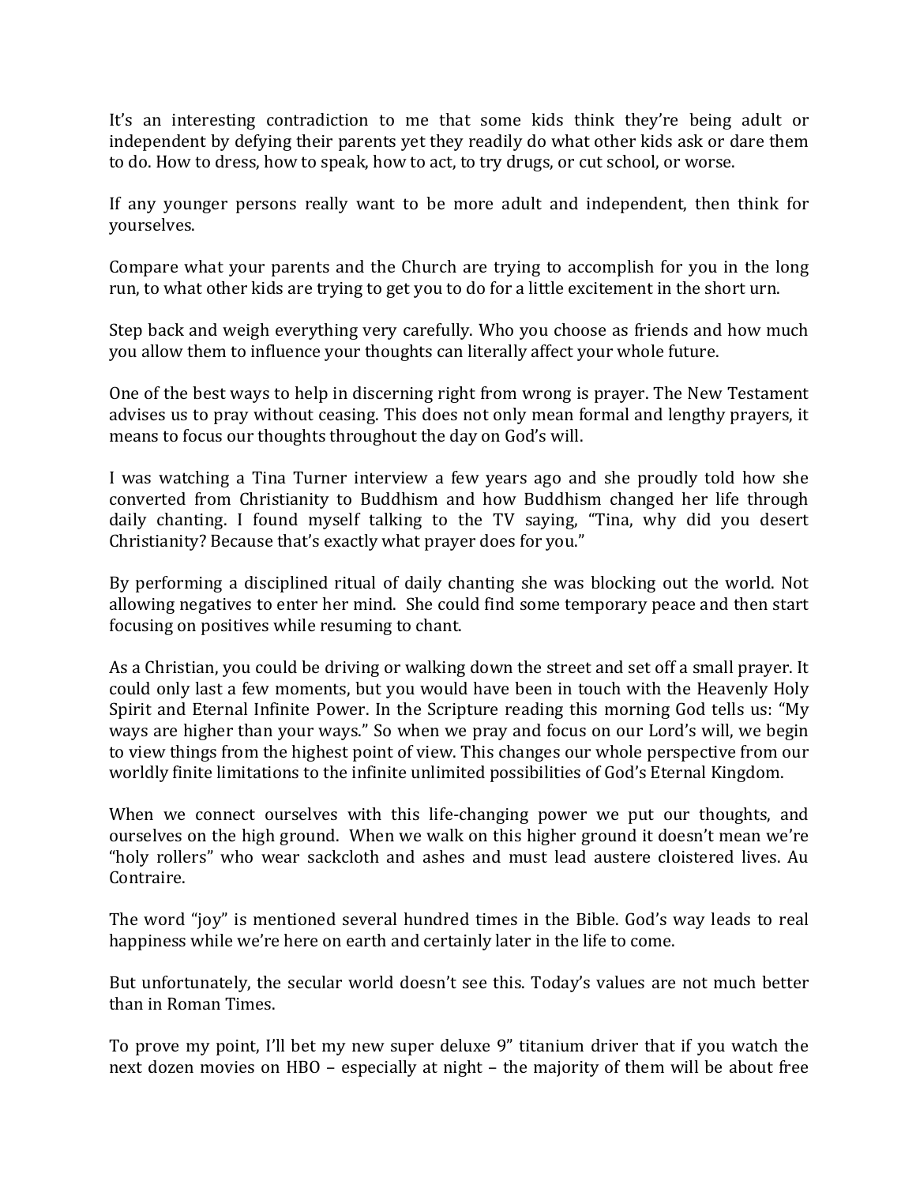It's an interesting contradiction to me that some kids think they're being adult or independent by defying their parents yet they readily do what other kids ask or dare them to do. How to dress, how to speak, how to act, to try drugs, or cut school, or worse.

If any younger persons really want to be more adult and independent, then think for yourselves.

Compare what your parents and the Church are trying to accomplish for you in the long run, to what other kids are trying to get you to do for a little excitement in the short urn.

Step back and weigh everything very carefully. Who you choose as friends and how much you allow them to influence your thoughts can literally affect your whole future.

One of the best ways to help in discerning right from wrong is prayer. The New Testament advises us to pray without ceasing. This does not only mean formal and lengthy prayers, it means to focus our thoughts throughout the day on God's will.

I was watching a Tina Turner interview a few years ago and she proudly told how she converted from Christianity to Buddhism and how Buddhism changed her life through daily chanting. I found myself talking to the TV saying, "Tina, why did you desert Christianity? Because that's exactly what prayer does for you."

By performing a disciplined ritual of daily chanting she was blocking out the world. Not allowing negatives to enter her mind. She could find some temporary peace and then start focusing on positives while resuming to chant.

As a Christian, you could be driving or walking down the street and set off a small prayer. It could only last a few moments, but you would have been in touch with the Heavenly Holy Spirit and Eternal Infinite Power. In the Scripture reading this morning God tells us: "My ways are higher than your ways." So when we pray and focus on our Lord's will, we begin to view things from the highest point of view. This changes our whole perspective from our worldly finite limitations to the infinite unlimited possibilities of God's Eternal Kingdom.

When we connect ourselves with this life-changing power we put our thoughts, and ourselves on the high ground. When we walk on this higher ground it doesn't mean we're "holy rollers" who wear sackcloth and ashes and must lead austere cloistered lives. Au Contraire.

The word "joy" is mentioned several hundred times in the Bible. God's way leads to real happiness while we're here on earth and certainly later in the life to come.

But unfortunately, the secular world doesn't see this. Today's values are not much better than in Roman Times.

To prove my point, I'll bet my new super deluxe 9" titanium driver that if you watch the next dozen movies on HBO – especially at night – the majority of them will be about free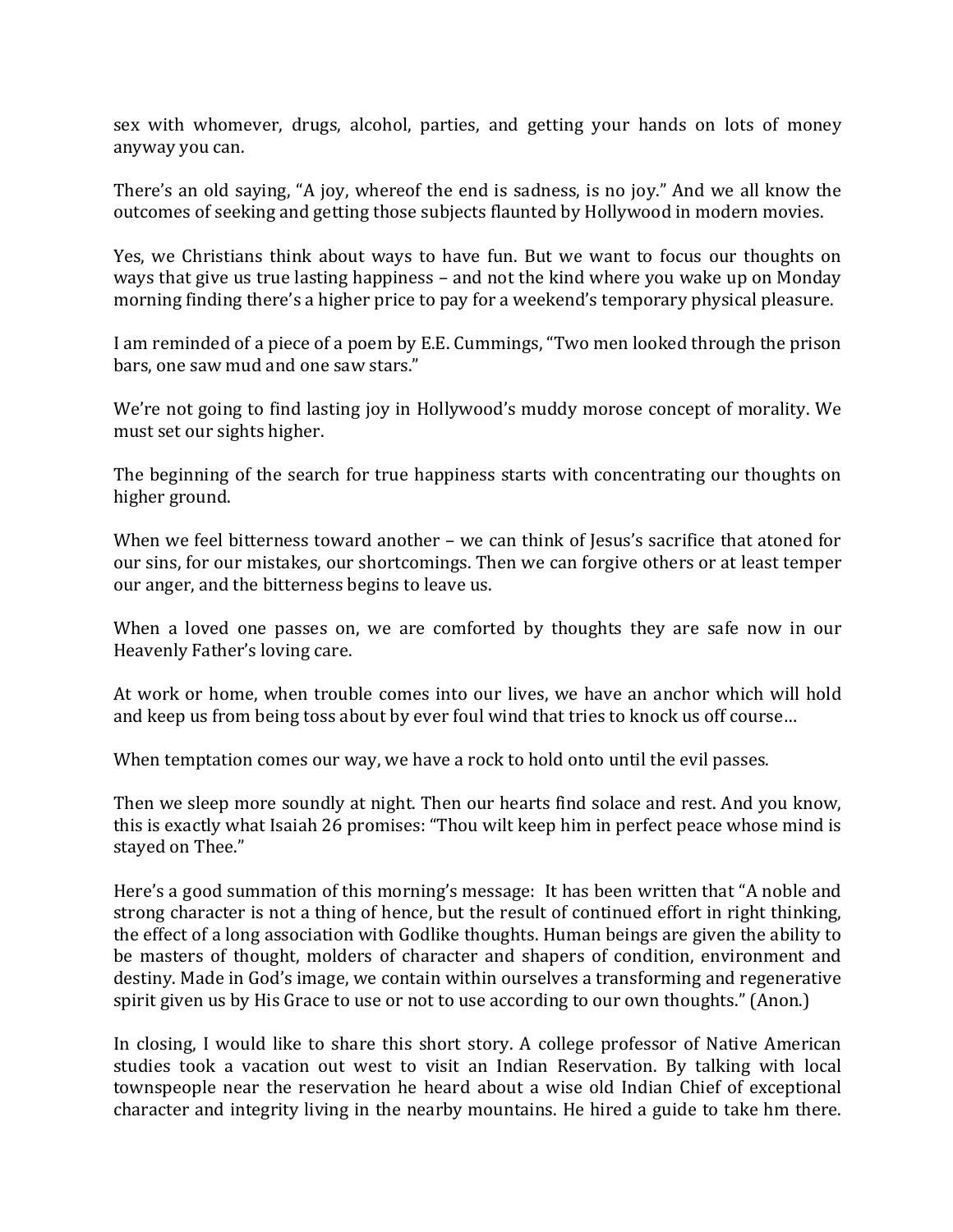sex with whomever, drugs, alcohol, parties, and getting your hands on lots of money anyway you can.

There's an old saying, "A joy, whereof the end is sadness, is no joy." And we all know the outcomes of seeking and getting those subjects flaunted by Hollywood in modern movies.

Yes, we Christians think about ways to have fun. But we want to focus our thoughts on ways that give us true lasting happiness – and not the kind where you wake up on Monday morning finding there's a higher price to pay for a weekend's temporary physical pleasure.

I am reminded of a piece of a poem by E.E. Cummings, "Two men looked through the prison bars, one saw mud and one saw stars."

We're not going to find lasting joy in Hollywood's muddy morose concept of morality. We must set our sights higher.

The beginning of the search for true happiness starts with concentrating our thoughts on higher ground.

When we feel bitterness toward another – we can think of Jesus's sacrifice that atoned for our sins, for our mistakes, our shortcomings. Then we can forgive others or at least temper our anger, and the bitterness begins to leave us.

When a loved one passes on, we are comforted by thoughts they are safe now in our Heavenly Father's loving care.

At work or home, when trouble comes into our lives, we have an anchor which will hold and keep us from being toss about by ever foul wind that tries to knock us off course…

When temptation comes our way, we have a rock to hold onto until the evil passes.

Then we sleep more soundly at night. Then our hearts find solace and rest. And you know, this is exactly what Isaiah 26 promises: "Thou wilt keep him in perfect peace whose mind is stayed on Thee."

Here's a good summation of this morning's message: It has been written that "A noble and strong character is not a thing of hence, but the result of continued effort in right thinking, the effect of a long association with Godlike thoughts. Human beings are given the ability to be masters of thought, molders of character and shapers of condition, environment and destiny. Made in God's image, we contain within ourselves a transforming and regenerative spirit given us by His Grace to use or not to use according to our own thoughts." (Anon.)

In closing, I would like to share this short story. A college professor of Native American studies took a vacation out west to visit an Indian Reservation. By talking with local townspeople near the reservation he heard about a wise old Indian Chief of exceptional character and integrity living in the nearby mountains. He hired a guide to take hm there.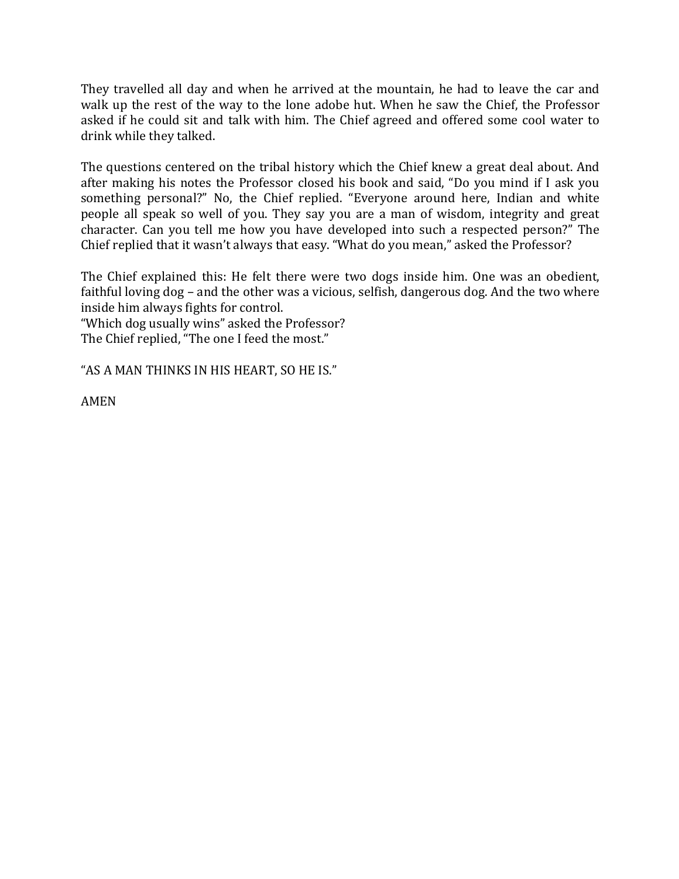They travelled all day and when he arrived at the mountain, he had to leave the car and walk up the rest of the way to the lone adobe hut. When he saw the Chief, the Professor asked if he could sit and talk with him. The Chief agreed and offered some cool water to drink while they talked.

The questions centered on the tribal history which the Chief knew a great deal about. And after making his notes the Professor closed his book and said, "Do you mind if I ask you something personal?" No, the Chief replied. "Everyone around here, Indian and white people all speak so well of you. They say you are a man of wisdom, integrity and great character. Can you tell me how you have developed into such a respected person?" The Chief replied that it wasn't always that easy. "What do you mean," asked the Professor?

The Chief explained this: He felt there were two dogs inside him. One was an obedient, faithful loving dog – and the other was a vicious, selfish, dangerous dog. And the two where inside him always fights for control.
"Which dog usually wins" asked the Professor?
The Chief replied, "The one I feed the most."

"AS A MAN THINKS IN HIS HEART, SO HE IS."

AMEN